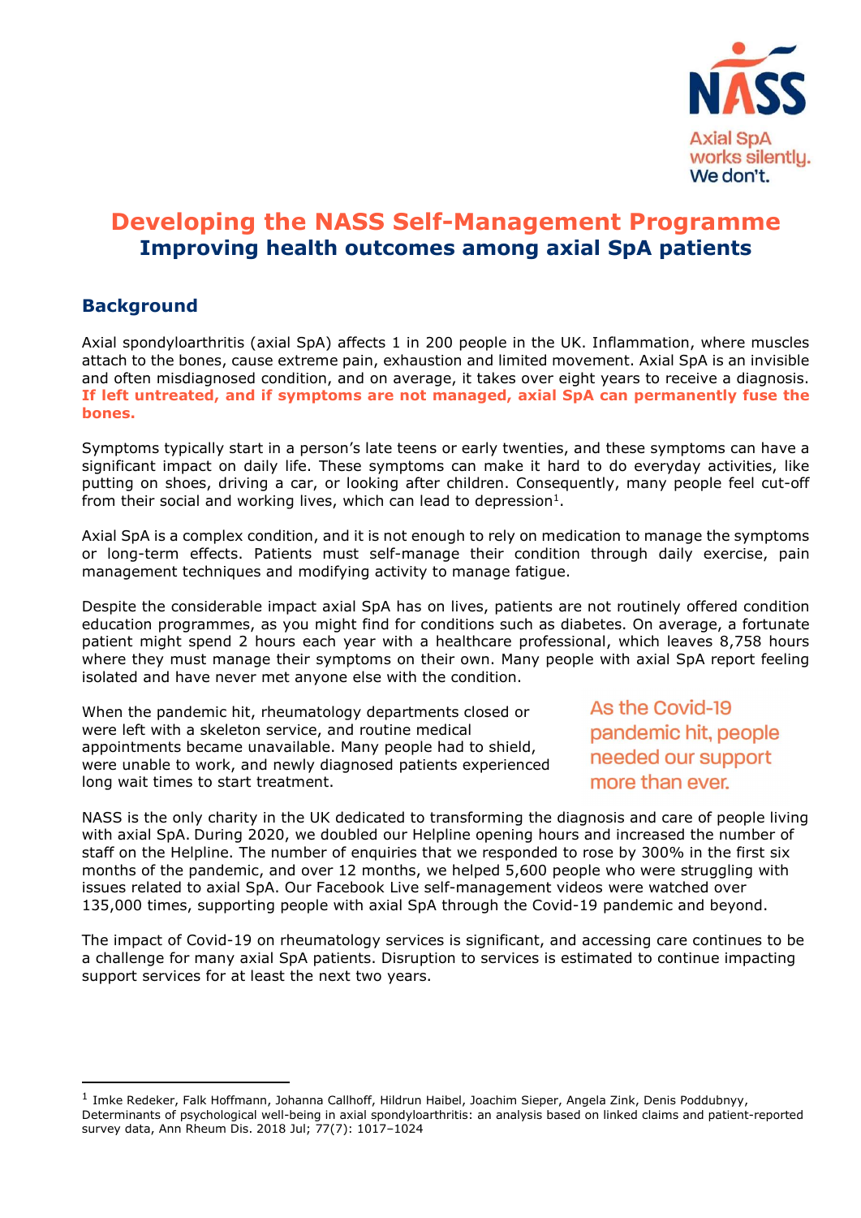NASS

Axial SpA works silently. We don't.

# Developing the NASS Self-Management Programme

## Improving health outcomes among axial SpA patients

### Background

Axial spondyloarthritis (axial SpA) affects 1 in 200 people in the UK. Inflammation, where muscles attach to the bones, cause extreme pain, exhaustion and limited movement. Axial SpA is an invisible and often misdiagnosed condition, and on average, it takes over eight years to receive a diagnosis. **If left untreated, and if symptoms are not managed, axial SpA can permanently fuse the bones.**

Symptoms typically start in a person's late teens or early twenties, and these symptoms can have a significant impact on daily life. These symptoms can make it hard to do everyday activities, like putting on shoes, driving a car, or looking after children. Consequently, many people feel cut-off from their social and working lives, which can lead to depression[1].

Axial SpA is a complex condition, and it is not enough to rely on medication to manage the symptoms or long-term effects. Patients must self-manage their condition through daily exercise, pain management techniques and modifying activity to manage fatigue.

Despite the considerable impact axial SpA has on lives, patients are not routinely offered condition education programmes, as you might find for conditions such as diabetes. On average, a fortunate patient might spend 2 hours each year with a healthcare professional, which leaves 8,758 hours where they must manage their symptoms on their own. Many people with axial SpA report feeling isolated and have never met anyone else with the condition.

When the pandemic hit, rheumatology departments closed or were left with a skeleton service, and routine medical appointments became unavailable. Many people had to shield, were unable to work, and newly diagnosed patients experienced long wait times to start treatment.

As the Covid-19 pandemic hit, people needed our support more than ever.

NASS is the only charity in the UK dedicated to transforming the diagnosis and care of people living with axial SpA. During 2020, we doubled our Helpline opening hours and increased the number of staff on the Helpline. The number of enquiries that we responded to rose by 300% in the first six months of the pandemic, and over 12 months, we helped 5,600 people who were struggling with issues related to axial SpA. Our Facebook Live self-management videos were watched over 135,000 times, supporting people with axial SpA through the Covid-19 pandemic and beyond.

The impact of Covid-19 on rheumatology services is significant, and accessing care continues to be a challenge for many axial SpA patients. Disruption to services is estimated to continue impacting support services for at least the next two years.

---

[1] Imke Redeker, Falk Hoffmann, Johanna Callhoff, Hildrun Haibel, Joachim Sieper, Angela Zink, Denis Poddubnyy, Determinants of psychological well-being in axial spondyloarthritis: an analysis based on linked claims and patient-reported survey data, Ann Rheum Dis. 2018 Jul; 77(7): 1017–1024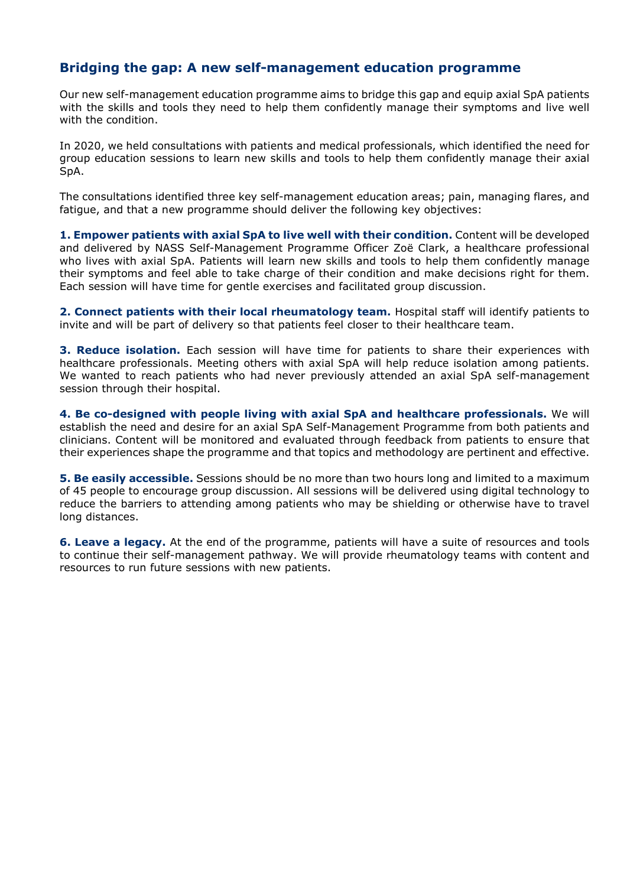## Bridging the gap: A new self-management education programme

Our new self-management education programme aims to bridge this gap and equip axial SpA patients with the skills and tools they need to help them confidently manage their symptoms and live well with the condition.

In 2020, we held consultations with patients and medical professionals, which identified the need for group education sessions to learn new skills and tools to help them confidently manage their axial SpA.

The consultations identified three key self-management education areas; pain, managing flares, and fatigue, and that a new programme should deliver the following key objectives:

**1. Empower patients with axial SpA to live well with their condition.** Content will be developed and delivered by NASS Self-Management Programme Officer Zoë Clark, a healthcare professional who lives with axial SpA. Patients will learn new skills and tools to help them confidently manage their symptoms and feel able to take charge of their condition and make decisions right for them. Each session will have time for gentle exercises and facilitated group discussion.

**2. Connect patients with their local rheumatology team.** Hospital staff will identify patients to invite and will be part of delivery so that patients feel closer to their healthcare team.

**3. Reduce isolation.** Each session will have time for patients to share their experiences with healthcare professionals. Meeting others with axial SpA will help reduce isolation among patients. We wanted to reach patients who had never previously attended an axial SpA self-management session through their hospital.

**4. Be co-designed with people living with axial SpA and healthcare professionals.** We will establish the need and desire for an axial SpA Self-Management Programme from both patients and clinicians. Content will be monitored and evaluated through feedback from patients to ensure that their experiences shape the programme and that topics and methodology are pertinent and effective.

**5. Be easily accessible.** Sessions should be no more than two hours long and limited to a maximum of 45 people to encourage group discussion. All sessions will be delivered using digital technology to reduce the barriers to attending among patients who may be shielding or otherwise have to travel long distances.

**6. Leave a legacy.** At the end of the programme, patients will have a suite of resources and tools to continue their self-management pathway. We will provide rheumatology teams with content and resources to run future sessions with new patients.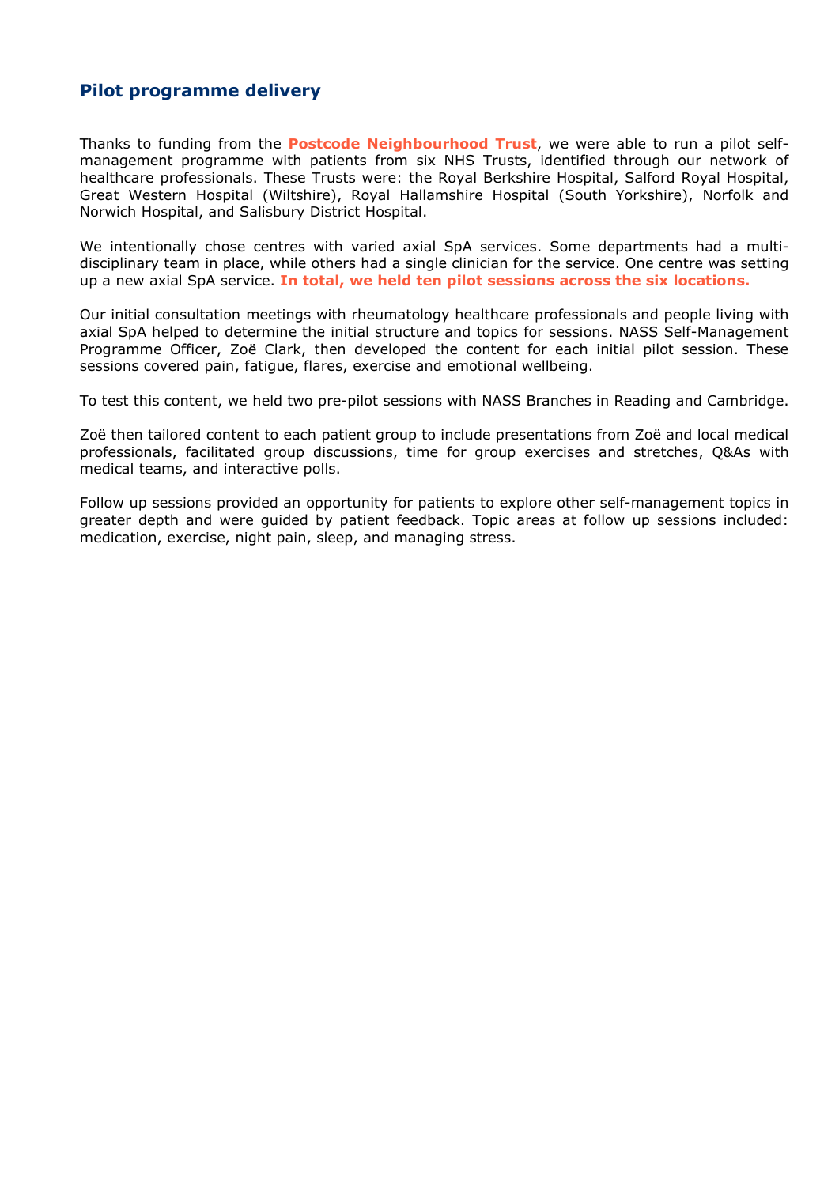## Pilot programme delivery

Thanks to funding from the **Postcode Neighbourhood Trust**, we were able to run a pilot self-management programme with patients from six NHS Trusts, identified through our network of healthcare professionals. These Trusts were: the Royal Berkshire Hospital, Salford Royal Hospital, Great Western Hospital (Wiltshire), Royal Hallamshire Hospital (South Yorkshire), Norfolk and Norwich Hospital, and Salisbury District Hospital.

We intentionally chose centres with varied axial SpA services. Some departments had a multi-disciplinary team in place, while others had a single clinician for the service. One centre was setting up a new axial SpA service. **In total, we held ten pilot sessions across the six locations.**

Our initial consultation meetings with rheumatology healthcare professionals and people living with axial SpA helped to determine the initial structure and topics for sessions. NASS Self-Management Programme Officer, Zoë Clark, then developed the content for each initial pilot session. These sessions covered pain, fatigue, flares, exercise and emotional wellbeing.

To test this content, we held two pre-pilot sessions with NASS Branches in Reading and Cambridge.

Zoë then tailored content to each patient group to include presentations from Zoë and local medical professionals, facilitated group discussions, time for group exercises and stretches, Q&As with medical teams, and interactive polls.

Follow up sessions provided an opportunity for patients to explore other self-management topics in greater depth and were guided by patient feedback. Topic areas at follow up sessions included: medication, exercise, night pain, sleep, and managing stress.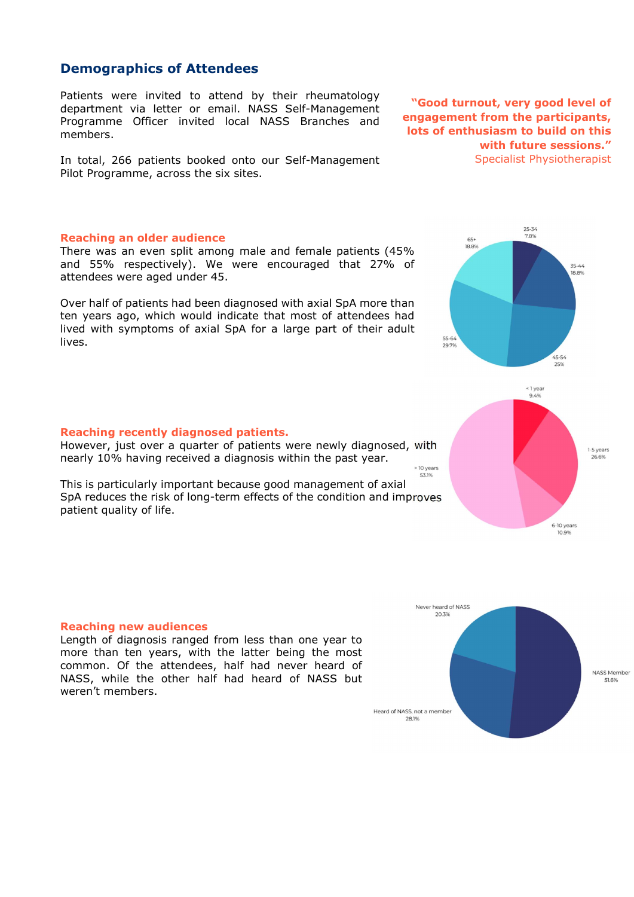## Demographics of Attendees

Patients were invited to attend by their rheumatology department via letter or email. NASS Self-Management Programme Officer invited local NASS Branches and members.

In total, 266 patients booked onto our Self-Management Pilot Programme, across the six sites.

> **"Good turnout, very good level of engagement from the participants, lots of enthusiasm to build on this with future sessions."**
> Specialist Physiotherapist

### Reaching an older audience

There was an even split among male and female patients (45% and 55% respectively). We were encouraged that 27% of attendees were aged under 45.

Over half of patients had been diagnosed with axial SpA more than ten years ago, which would indicate that most of attendees had lived with symptoms of axial SpA for a large part of their adult lives.

25-34 7.8%
35-44 18.8%
45-54 25%
55-64 29.7%
65+ 18.8%

### Reaching recently diagnosed patients.

However, just over a quarter of patients were newly diagnosed, with nearly 10% having received a diagnosis within the past year.

This is particularly important because good management of axial SpA reduces the risk of long-term effects of the condition and improves patient quality of life.

< 1 year 9.4%
1-5 years 26.6%
6-10 years 10.9%
> 10 years 53.1%

### Reaching new audiences

Length of diagnosis ranged from less than one year to more than ten years, with the latter being the most common. Of the attendees, half had never heard of NASS, while the other half had heard of NASS but weren't members.

Never heard of NASS 20.3%
NASS Member 51.6%
Heard of NASS, not a member 28.1%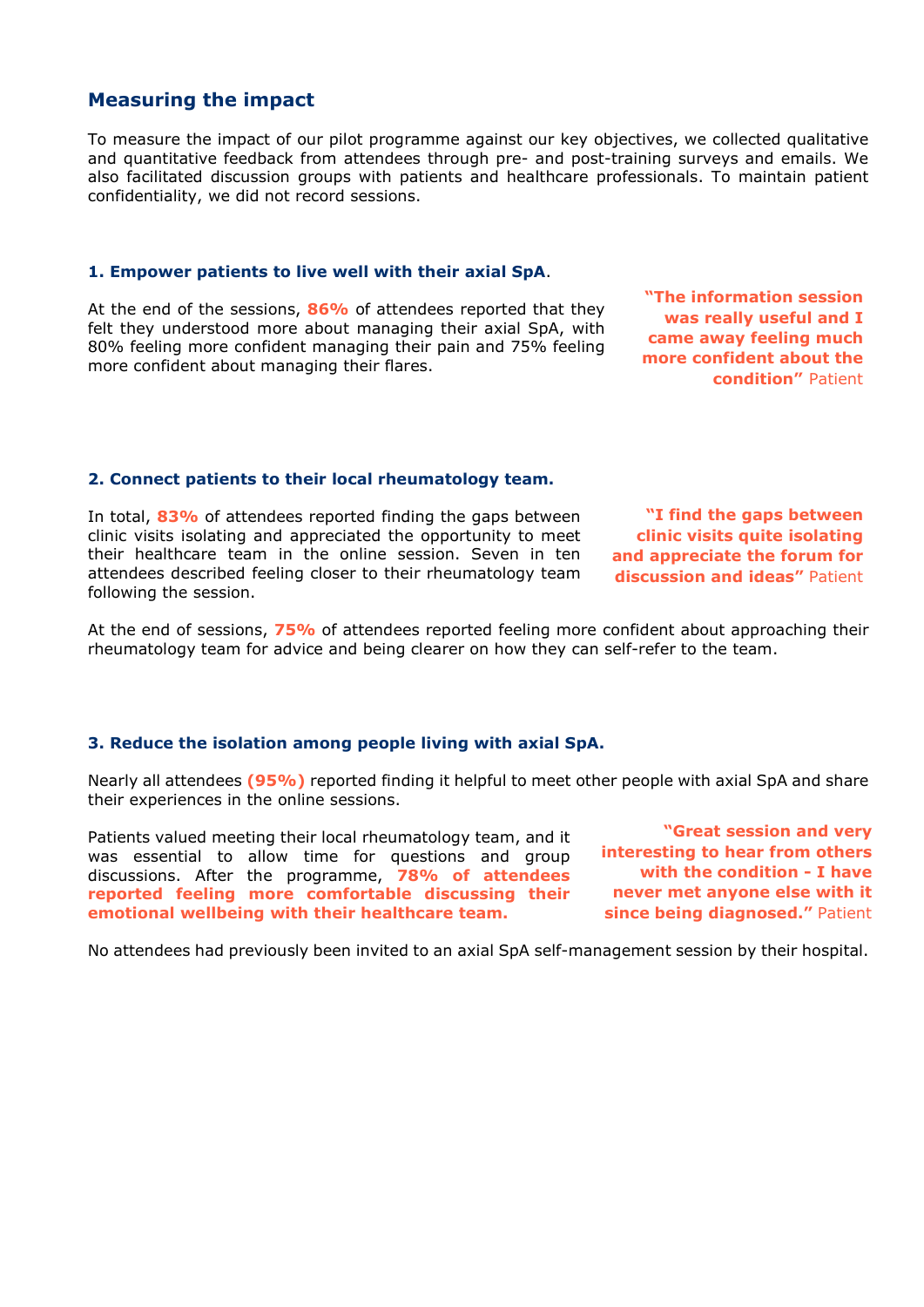## Measuring the impact

To measure the impact of our pilot programme against our key objectives, we collected qualitative and quantitative feedback from attendees through pre- and post-training surveys and emails. We also facilitated discussion groups with patients and healthcare professionals. To maintain patient confidentiality, we did not record sessions.

### 1. Empower patients to live well with their axial SpA.

At the end of the sessions, **86%** of attendees reported that they felt they understood more about managing their axial SpA, with 80% feeling more confident managing their pain and 75% feeling more confident about managing their flares.

**"The information session was really useful and I came away feeling much more confident about the condition"** Patient

### 2. Connect patients to their local rheumatology team.

In total, **83%** of attendees reported finding the gaps between clinic visits isolating and appreciated the opportunity to meet their healthcare team in the online session. Seven in ten attendees described feeling closer to their rheumatology team following the session.

**"I find the gaps between clinic visits quite isolating and appreciate the forum for discussion and ideas"** Patient

At the end of sessions, **75%** of attendees reported feeling more confident about approaching their rheumatology team for advice and being clearer on how they can self-refer to the team.

### 3. Reduce the isolation among people living with axial SpA.

Nearly all attendees **(95%)** reported finding it helpful to meet other people with axial SpA and share their experiences in the online sessions.

Patients valued meeting their local rheumatology team, and it was essential to allow time for questions and group discussions. After the programme, **78% of attendees reported feeling more comfortable discussing their emotional wellbeing with their healthcare team.**

**"Great session and very interesting to hear from others with the condition - I have never met anyone else with it since being diagnosed."** Patient

No attendees had previously been invited to an axial SpA self-management session by their hospital.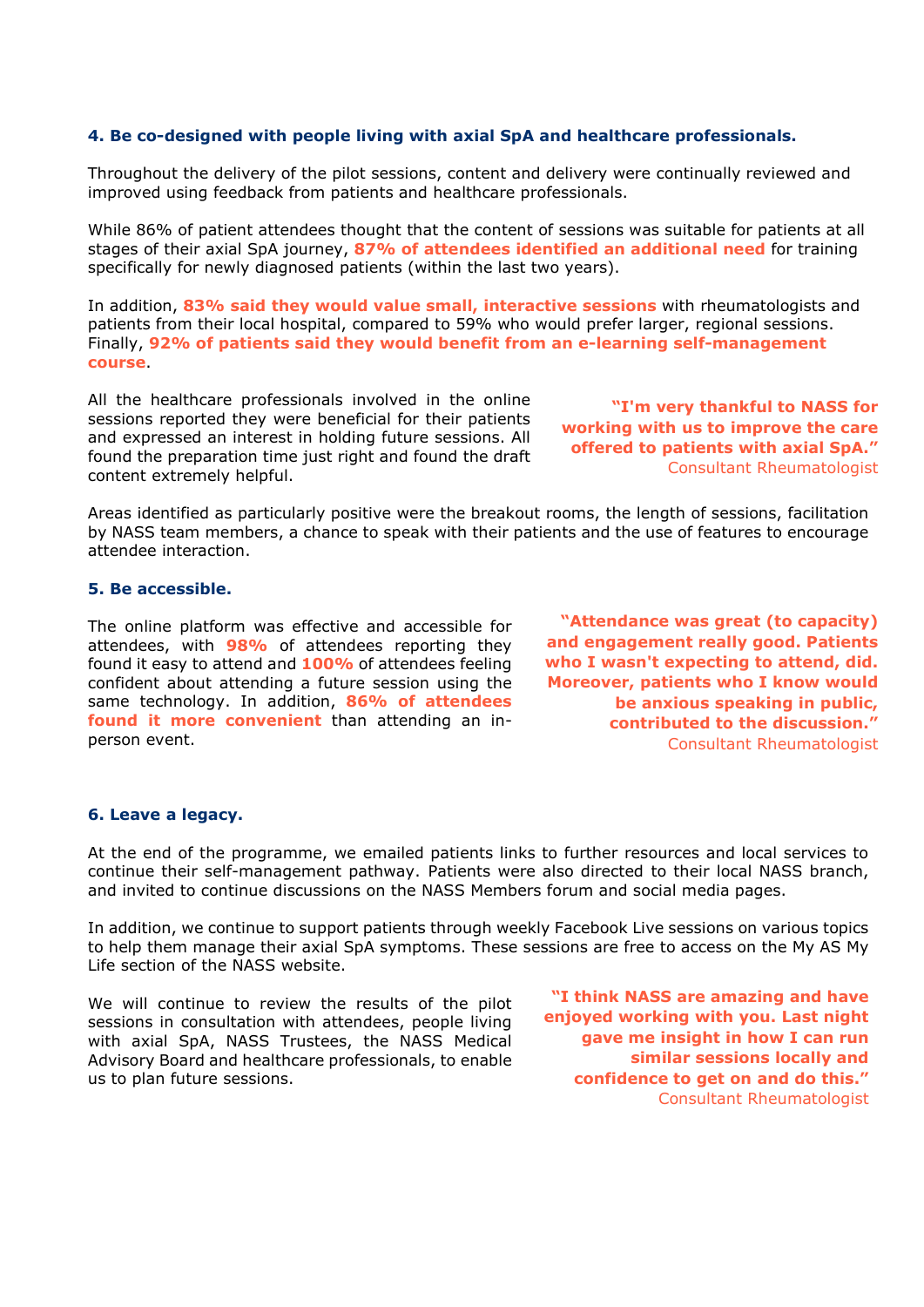### 4. Be co-designed with people living with axial SpA and healthcare professionals.

Throughout the delivery of the pilot sessions, content and delivery were continually reviewed and improved using feedback from patients and healthcare professionals.

While 86% of patient attendees thought that the content of sessions was suitable for patients at all stages of their axial SpA journey, **87% of attendees identified an additional need** for training specifically for newly diagnosed patients (within the last two years).

In addition, **83% said they would value small, interactive sessions** with rheumatologists and patients from their local hospital, compared to 59% who would prefer larger, regional sessions. Finally, **92% of patients said they would benefit from an e-learning self-management course**.

All the healthcare professionals involved in the online sessions reported they were beneficial for their patients and expressed an interest in holding future sessions. All found the preparation time just right and found the draft content extremely helpful.

> **"I'm very thankful to NASS for working with us to improve the care offered to patients with axial SpA."**
> Consultant Rheumatologist

Areas identified as particularly positive were the breakout rooms, the length of sessions, facilitation by NASS team members, a chance to speak with their patients and the use of features to encourage attendee interaction.

### 5. Be accessible.

The online platform was effective and accessible for attendees, with **98%** of attendees reporting they found it easy to attend and **100%** of attendees feeling confident about attending a future session using the same technology. In addition, **86% of attendees found it more convenient** than attending an in-person event.

> **"Attendance was great (to capacity) and engagement really good. Patients who I wasn't expecting to attend, did. Moreover, patients who I know would be anxious speaking in public, contributed to the discussion."**
> Consultant Rheumatologist

### 6. Leave a legacy.

At the end of the programme, we emailed patients links to further resources and local services to continue their self-management pathway. Patients were also directed to their local NASS branch, and invited to continue discussions on the NASS Members forum and social media pages.

In addition, we continue to support patients through weekly Facebook Live sessions on various topics to help them manage their axial SpA symptoms. These sessions are free to access on the My AS My Life section of the NASS website.

We will continue to review the results of the pilot sessions in consultation with attendees, people living with axial SpA, NASS Trustees, the NASS Medical Advisory Board and healthcare professionals, to enable us to plan future sessions.

> **"I think NASS are amazing and have enjoyed working with you. Last night gave me insight in how I can run similar sessions locally and confidence to get on and do this."**
> Consultant Rheumatologist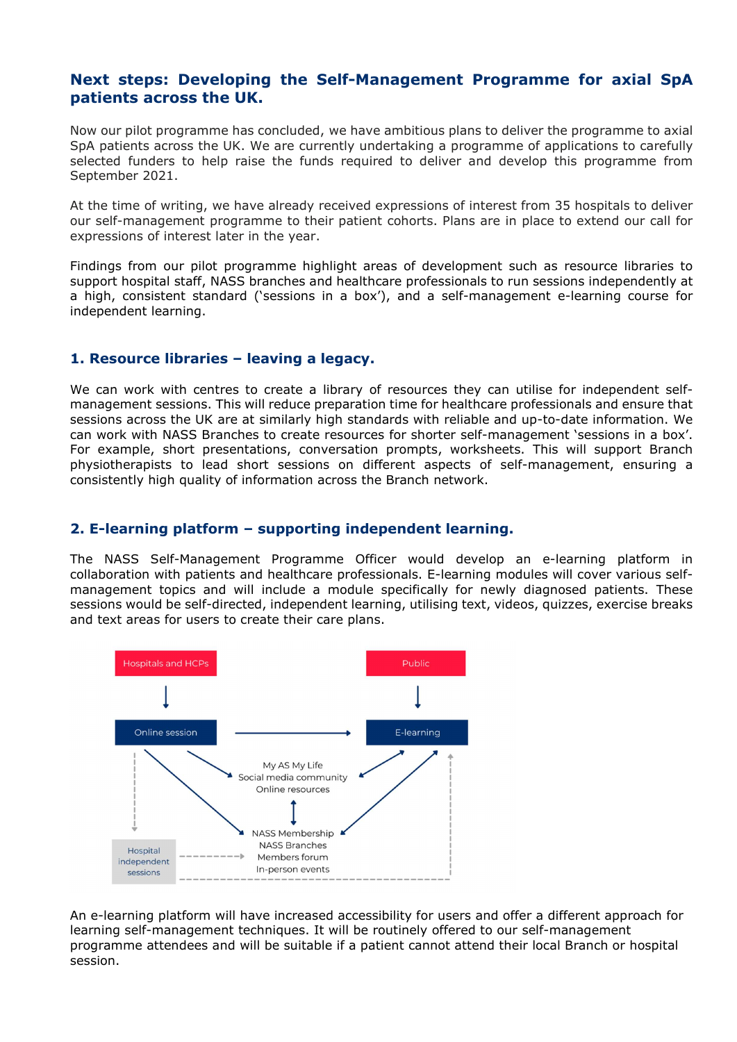## Next steps: Developing the Self-Management Programme for axial SpA patients across the UK.

Now our pilot programme has concluded, we have ambitious plans to deliver the programme to axial SpA patients across the UK. We are currently undertaking a programme of applications to carefully selected funders to help raise the funds required to deliver and develop this programme from September 2021.

At the time of writing, we have already received expressions of interest from 35 hospitals to deliver our self-management programme to their patient cohorts. Plans are in place to extend our call for expressions of interest later in the year.

Findings from our pilot programme highlight areas of development such as resource libraries to support hospital staff, NASS branches and healthcare professionals to run sessions independently at a high, consistent standard ('sessions in a box'), and a self-management e-learning course for independent learning.

### 1. Resource libraries – leaving a legacy.

We can work with centres to create a library of resources they can utilise for independent self-management sessions. This will reduce preparation time for healthcare professionals and ensure that sessions across the UK are at similarly high standards with reliable and up-to-date information. We can work with NASS Branches to create resources for shorter self-management 'sessions in a box'. For example, short presentations, conversation prompts, worksheets. This will support Branch physiotherapists to lead short sessions on different aspects of self-management, ensuring a consistently high quality of information across the Branch network.

### 2. E-learning platform – supporting independent learning.

The NASS Self-Management Programme Officer would develop an e-learning platform in collaboration with patients and healthcare professionals. E-learning modules will cover various self-management topics and will include a module specifically for newly diagnosed patients. These sessions would be self-directed, independent learning, utilising text, videos, quizzes, exercise breaks and text areas for users to create their care plans.

Hospitals and HCPs

Public

Online session

E-learning

My AS My Life
Social media community
Online resources

NASS Membership
NASS Branches
Members forum
In-person events

Hospital independent sessions

An e-learning platform will have increased accessibility for users and offer a different approach for learning self-management techniques. It will be routinely offered to our self-management programme attendees and will be suitable if a patient cannot attend their local Branch or hospital session.